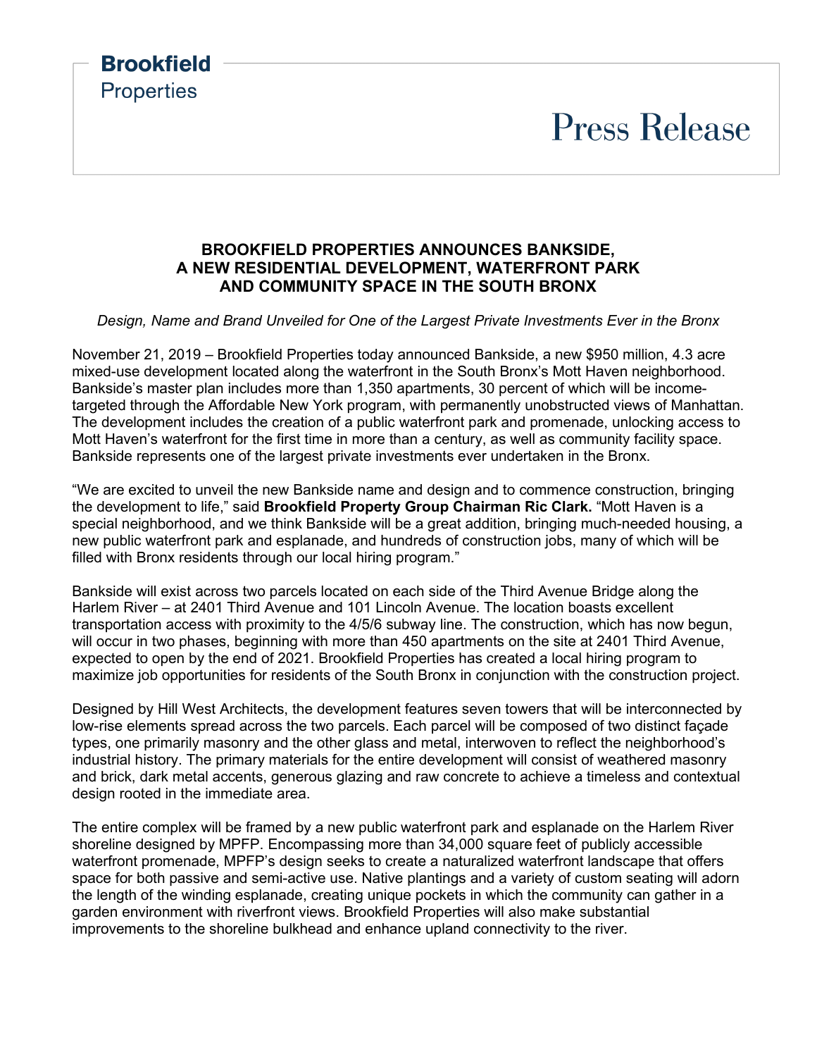Brookfield
Properties

Press Release

## BROOKFIELD PROPERTIES ANNOUNCES BANKSIDE, A NEW RESIDENTIAL DEVELOPMENT, WATERFRONT PARK AND COMMUNITY SPACE IN THE SOUTH BRONX

*Design, Name and Brand Unveiled for One of the Largest Private Investments Ever in the Bronx*

November 21, 2019 – Brookfield Properties today announced Bankside, a new $950 million, 4.3 acre mixed-use development located along the waterfront in the South Bronx's Mott Haven neighborhood. Bankside's master plan includes more than 1,350 apartments, 30 percent of which will be income-targeted through the Affordable New York program, with permanently unobstructed views of Manhattan. The development includes the creation of a public waterfront park and promenade, unlocking access to Mott Haven's waterfront for the first time in more than a century, as well as community facility space. Bankside represents one of the largest private investments ever undertaken in the Bronx.

"We are excited to unveil the new Bankside name and design and to commence construction, bringing the development to life," said **Brookfield Property Group Chairman Ric Clark.** "Mott Haven is a special neighborhood, and we think Bankside will be a great addition, bringing much-needed housing, a new public waterfront park and esplanade, and hundreds of construction jobs, many of which will be filled with Bronx residents through our local hiring program."

Bankside will exist across two parcels located on each side of the Third Avenue Bridge along the Harlem River – at 2401 Third Avenue and 101 Lincoln Avenue. The location boasts excellent transportation access with proximity to the 4/5/6 subway line. The construction, which has now begun, will occur in two phases, beginning with more than 450 apartments on the site at 2401 Third Avenue, expected to open by the end of 2021. Brookfield Properties has created a local hiring program to maximize job opportunities for residents of the South Bronx in conjunction with the construction project.

Designed by Hill West Architects, the development features seven towers that will be interconnected by low-rise elements spread across the two parcels. Each parcel will be composed of two distinct façade types, one primarily masonry and the other glass and metal, interwoven to reflect the neighborhood's industrial history. The primary materials for the entire development will consist of weathered masonry and brick, dark metal accents, generous glazing and raw concrete to achieve a timeless and contextual design rooted in the immediate area.

The entire complex will be framed by a new public waterfront park and esplanade on the Harlem River shoreline designed by MPFP. Encompassing more than 34,000 square feet of publicly accessible waterfront promenade, MPFP's design seeks to create a naturalized waterfront landscape that offers space for both passive and semi-active use. Native plantings and a variety of custom seating will adorn the length of the winding esplanade, creating unique pockets in which the community can gather in a garden environment with riverfront views. Brookfield Properties will also make substantial improvements to the shoreline bulkhead and enhance upland connectivity to the river.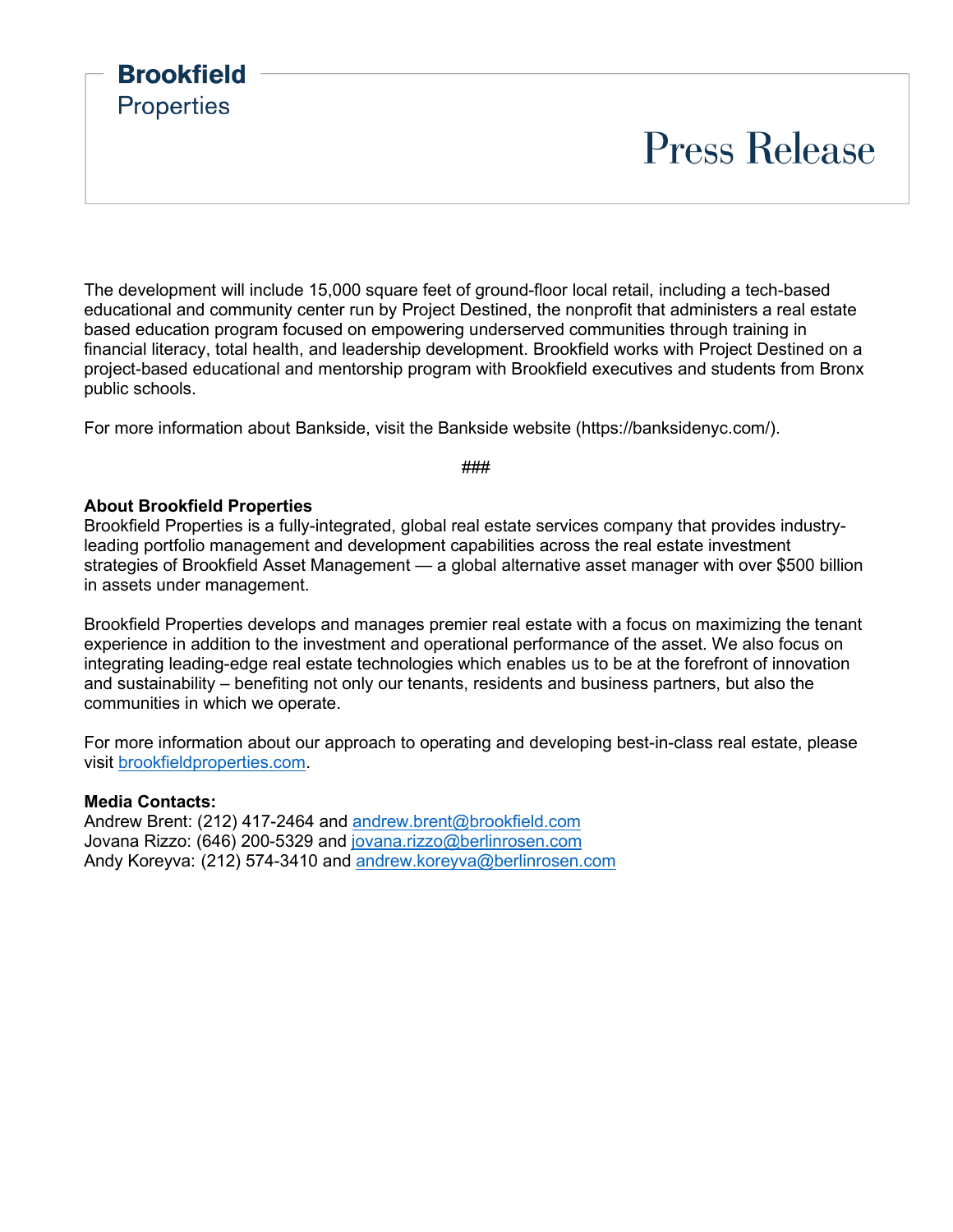The development will include 15,000 square feet of ground-floor local retail, including a tech-based educational and community center run by Project Destined, the nonprofit that administers a real estate based education program focused on empowering underserved communities through training in financial literacy, total health, and leadership development. Brookfield works with Project Destined on a project-based educational and mentorship program with Brookfield executives and students from Bronx public schools.

For more information about Bankside, visit the Bankside website (https://banksidenyc.com/).

###

**About Brookfield Properties**
Brookfield Properties is a fully-integrated, global real estate services company that provides industry-leading portfolio management and development capabilities across the real estate investment strategies of Brookfield Asset Management — a global alternative asset manager with over $500 billion in assets under management.

Brookfield Properties develops and manages premier real estate with a focus on maximizing the tenant experience in addition to the investment and operational performance of the asset. We also focus on integrating leading-edge real estate technologies which enables us to be at the forefront of innovation and sustainability – benefiting not only our tenants, residents and business partners, but also the communities in which we operate.

For more information about our approach to operating and developing best-in-class real estate, please visit brookfieldproperties.com.

**Media Contacts:**
Andrew Brent: (212) 417-2464 and andrew.brent@brookfield.com
Jovana Rizzo: (646) 200-5329 and jovana.rizzo@berlinrosen.com
Andy Koreyva: (212) 574-3410 and andrew.koreyva@berlinrosen.com